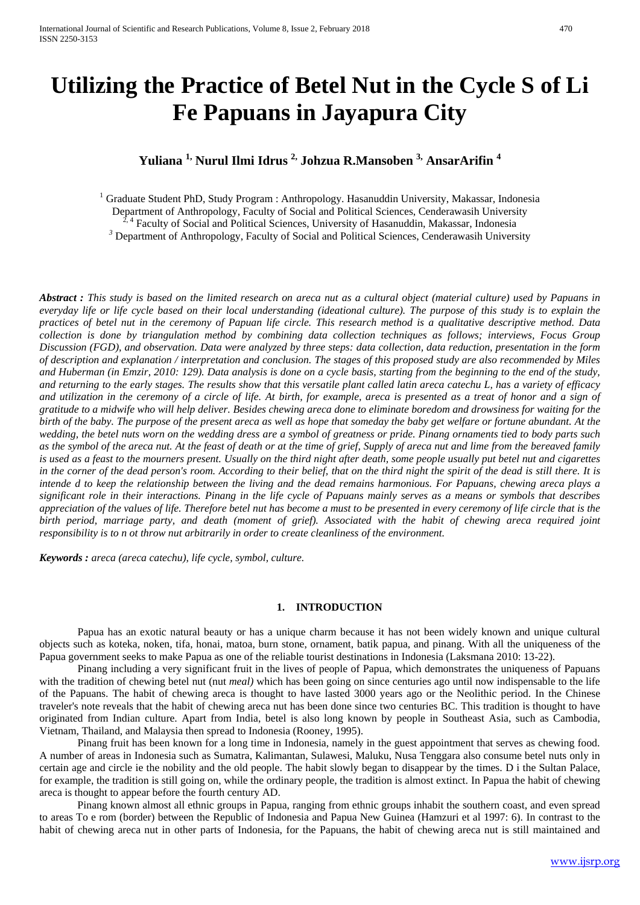# Utilizing the Practice of Betel Nut in the Cycle S of Li Fe Papuans in Jayapura City

**Yuliana [1], Nurul Ilmi Idrus [2], Johzua R.Mansoben [3], AnsarArifin [4]**

[1] Graduate Student PhD, Study Program : Anthropology. Hasanuddin University, Makassar, Indonesia
Department of Anthropology, Faculty of Social and Political Sciences, Cenderawasih University
[2, 4] Faculty of Social and Political Sciences, University of Hasanuddin, Makassar, Indonesia
[3] Department of Anthropology, Faculty of Social and Political Sciences, Cenderawasih University

***Abstract :*** *This study is based on the limited research on areca nut as a cultural object (material culture) used by Papuans in everyday life or life cycle based on their local understanding (ideational culture). The purpose of this study is to explain the practices of betel nut in the ceremony of Papuan life circle. This research method is a qualitative descriptive method. Data collection is done by triangulation method by combining data collection techniques as follows; interviews, Focus Group Discussion (FGD), and observation. Data were analyzed by three steps: data collection, data reduction, presentation in the form of description and explanation / interpretation and conclusion. The stages of this proposed study are also recommended by Miles and Huberman (in Emzir, 2010: 129). Data analysis is done on a cycle basis, starting from the beginning to the end of the study, and returning to the early stages. The results show that this versatile plant called latin areca catechu L, has a variety of efficacy and utilization in the ceremony of a circle of life. At birth, for example, areca is presented as a treat of honor and a sign of gratitude to a midwife who will help deliver. Besides chewing areca done to eliminate boredom and drowsiness for waiting for the birth of the baby. The purpose of the present areca as well as hope that someday the baby get welfare or fortune abundant. At the wedding, the betel nuts worn on the wedding dress are a symbol of greatness or pride. Pinang ornaments tied to body parts such as the symbol of the areca nut. At the feast of death or at the time of grief, Supply of areca nut and lime from the bereaved family is used as a feast to the mourners present. Usually on the third night after death, some people usually put betel nut and cigarettes in the corner of the dead person's room. According to their belief, that on the third night the spirit of the dead is still there. It is intende d to keep the relationship between the living and the dead remains harmonious. For Papuans, chewing areca plays a significant role in their interactions. Pinang in the life cycle of Papuans mainly serves as a means or symbols that describes appreciation of the values of life. Therefore betel nut has become a must to be presented in every ceremony of life circle that is the birth period, marriage party, and death (moment of grief). Associated with the habit of chewing areca required joint responsibility is to n ot throw nut arbitrarily in order to create cleanliness of the environment.*

***Keywords :*** *areca (areca catechu), life cycle, symbol, culture.*

## 1. INTRODUCTION

Papua has an exotic natural beauty or has a unique charm because it has not been widely known and unique cultural objects such as koteka, noken, tifa, honai, matoa, burn stone, ornament, batik papua, and pinang. With all the uniqueness of the Papua government seeks to make Papua as one of the reliable tourist destinations in Indonesia (Laksmana 2010: 13-22).

Pinang including a very significant fruit in the lives of people of Papua, which demonstrates the uniqueness of Papuans with the tradition of chewing betel nut (nut *meal)* which has been going on since centuries ago until now indispensable to the life of the Papuans. The habit of chewing areca is thought to have lasted 3000 years ago or the Neolithic period. In the Chinese traveler's note reveals that the habit of chewing areca nut has been done since two centuries BC. This tradition is thought to have originated from Indian culture. Apart from India, betel is also long known by people in Southeast Asia, such as Cambodia, Vietnam, Thailand, and Malaysia then spread to Indonesia (Rooney, 1995).

Pinang fruit has been known for a long time in Indonesia, namely in the guest appointment that serves as chewing food. A number of areas in Indonesia such as Sumatra, Kalimantan, Sulawesi, Maluku, Nusa Tenggara also consume betel nuts only in certain age and circle ie the nobility and the old people. The habit slowly began to disappear by the times. D i the Sultan Palace, for example, the tradition is still going on, while the ordinary people, the tradition is almost extinct. In Papua the habit of chewing areca is thought to appear before the fourth century AD.

Pinang known almost all ethnic groups in Papua, ranging from ethnic groups inhabit the southern coast, and even spread to areas To e rom (border) between the Republic of Indonesia and Papua New Guinea (Hamzuri et al 1997: 6). In contrast to the habit of chewing areca nut in other parts of Indonesia, for the Papuans, the habit of chewing areca nut is still maintained and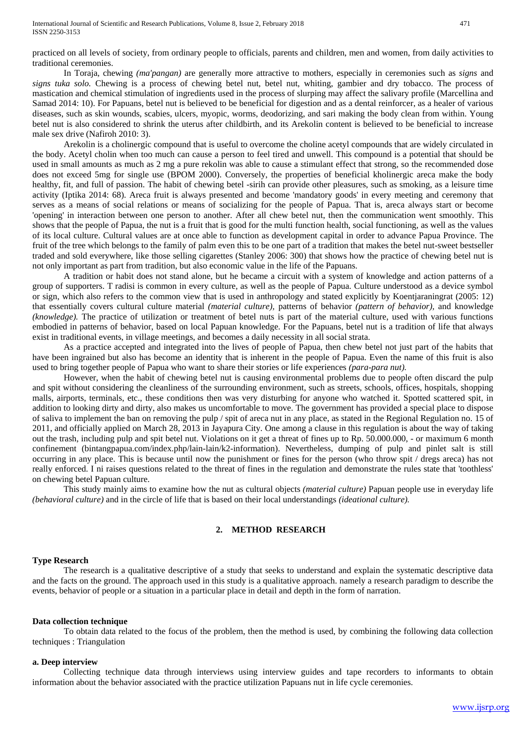practiced on all levels of society, from ordinary people to officials, parents and children, men and women, from daily activities to traditional ceremonies.

In Toraja, chewing *(ma'pangan)* are generally more attractive to mothers, especially in ceremonies such as *signs* and *signs tuka solo.* Chewing is a process of chewing betel nut, betel nut, whiting, gambier and dry tobacco. The process of mastication and chemical stimulation of ingredients used in the process of slurping may affect the salivary profile (Marcellina and Samad 2014: 10). For Papuans, betel nut is believed to be beneficial for digestion and as a dental reinforcer, as a healer of various diseases, such as skin wounds, scabies, ulcers, myopic, worms, deodorizing, and sari making the body clean from within. Young betel nut is also considered to shrink the uterus after childbirth, and its Arekolin content is believed to be beneficial to increase male sex drive (Nafiroh 2010: 3).

Arekolin is a cholinergic compound that is useful to overcome the choline acetyl compounds that are widely circulated in the body. Acetyl cholin when too much can cause a person to feel tired and unwell. This compound is a potential that should be used in small amounts as much as 2 mg a pure rekolin was able to cause a stimulant effect that strong, so the recommended dose does not exceed 5mg for single use (BPOM 2000). Conversely, the properties of beneficial kholinergic areca make the body healthy, fit, and full of passion. The habit of chewing betel -sirih can provide other pleasures, such as smoking, as a leisure time activity (Iptika 2014: 68). Areca fruit is always presented and become 'mandatory goods' in every meeting and ceremony that serves as a means of social relations or means of socializing for the people of Papua. That is, areca always start or become 'opening' in interaction between one person to another. After all chew betel nut, then the communication went smoothly. This shows that the people of Papua, the nut is a fruit that is good for the multi function health, social functioning, as well as the values of its local culture. Cultural values are at once able to function as development capital in order to advance Papua Province. The fruit of the tree which belongs to the family of palm even this to be one part of a tradition that makes the betel nut-sweet bestseller traded and sold everywhere, like those selling cigarettes (Stanley 2006: 300) that shows how the practice of chewing betel nut is not only important as part from tradition, but also economic value in the life of the Papuans.

A tradition or habit does not stand alone, but he became a circuit with a system of knowledge and action patterns of a group of supporters. T radisi is common in every culture, as well as the people of Papua. Culture understood as a device symbol or sign, which also refers to the common view that is used in anthropology and stated explicitly by Koentjaraningrat (2005: 12) that essentially covers cultural culture material *(material culture),* patterns of behavior *(pattern of behavior),* and knowledge *(knowledge).* The practice of utilization or treatment of betel nuts is part of the material culture, used with various functions embodied in patterns of behavior, based on local Papuan knowledge. For the Papuans, betel nut is a tradition of life that always exist in traditional events, in village meetings, and becomes a daily necessity in all social strata.

As a practice accepted and integrated into the lives of people of Papua, then chew betel not just part of the habits that have been ingrained but also has become an identity that is inherent in the people of Papua. Even the name of this fruit is also used to bring together people of Papua who want to share their stories or life experiences *(para-para nut).*

However, when the habit of chewing betel nut is causing environmental problems due to people often discard the pulp and spit without considering the cleanliness of the surrounding environment, such as streets, schools, offices, hospitals, shopping malls, airports, terminals, etc., these conditions then was very disturbing for anyone who watched it. Spotted scattered spit, in addition to looking dirty and dirty, also makes us uncomfortable to move. The government has provided a special place to dispose of saliva to implement the ban on removing the pulp / spit of areca nut in any place, as stated in the Regional Regulation no. 15 of 2011, and officially applied on March 28, 2013 in Jayapura City. One among a clause in this regulation is about the way of taking out the trash, including pulp and spit betel nut. Violations on it get a threat of fines up to Rp. 50.000.000, - or maximum 6 month confinement (bintangpapua.com/index.php/lain-lain/k2-information). Nevertheless, dumping of pulp and pinlet salt is still occurring in any place. This is because until now the punishment or fines for the person (who throw spit / dregs areca) has not really enforced. I ni raises questions related to the threat of fines in the regulation and demonstrate the rules state that 'toothless' on chewing betel Papuan culture.

This study mainly aims to examine how the nut as cultural objects *(material culture)* Papuan people use in everyday life *(behavioral culture)* and in the circle of life that is based on their local understandings *(ideational culture).*

## 2. METHOD RESEARCH

**Type Research**

The research is a qualitative descriptive of a study that seeks to understand and explain the systematic descriptive data and the facts on the ground. The approach used in this study is a qualitative approach. namely a research paradigm to describe the events, behavior of people or a situation in a particular place in detail and depth in the form of narration.

**Data collection technique**

To obtain data related to the focus of the problem, then the method is used, by combining the following data collection techniques : Triangulation

**a. Deep interview**

Collecting technique data through interviews using interview guides and tape recorders to informants to obtain information about the behavior associated with the practice utilization Papuans nut in life cycle ceremonies.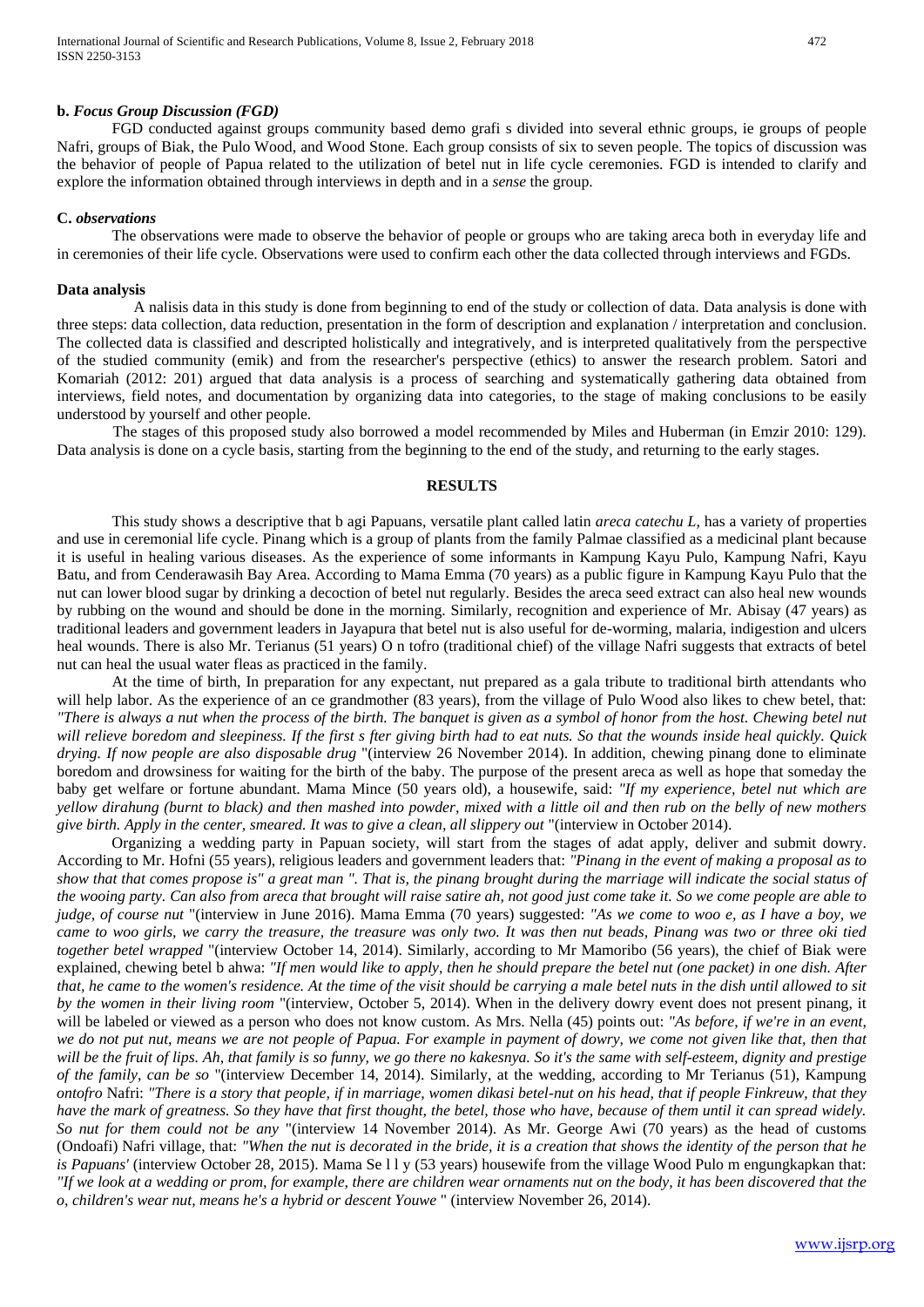**b. *Focus Group Discussion (FGD)***

FGD conducted against groups community based demo grafi s divided into several ethnic groups, ie groups of people Nafri, groups of Biak, the Pulo Wood, and Wood Stone. Each group consists of six to seven people. The topics of discussion was the behavior of people of Papua related to the utilization of betel nut in life cycle ceremonies. FGD is intended to clarify and explore the information obtained through interviews in depth and in a *sense* the group.

**C. *observations***

The observations were made to observe the behavior of people or groups who are taking areca both in everyday life and in ceremonies of their life cycle. Observations were used to confirm each other the data collected through interviews and FGDs.

**Data analysis**

A nalisis data in this study is done from beginning to end of the study or collection of data. Data analysis is done with three steps: data collection, data reduction, presentation in the form of description and explanation / interpretation and conclusion. The collected data is classified and descripted holistically and integratively, and is interpreted qualitatively from the perspective of the studied community (emik) and from the researcher's perspective (ethics) to answer the research problem. Satori and Komariah (2012: 201) argued that data analysis is a process of searching and systematically gathering data obtained from interviews, field notes, and documentation by organizing data into categories, to the stage of making conclusions to be easily understood by yourself and other people.

The stages of this proposed study also borrowed a model recommended by Miles and Huberman (in Emzir 2010: 129). Data analysis is done on a cycle basis, starting from the beginning to the end of the study, and returning to the early stages.

## RESULTS

This study shows a descriptive that b agi Papuans, versatile plant called latin *areca catechu L*, has a variety of properties and use in ceremonial life cycle. Pinang which is a group of plants from the family Palmae classified as a medicinal plant because it is useful in healing various diseases. As the experience of some informants in Kampung Kayu Pulo, Kampung Nafri, Kayu Batu, and from Cenderawasih Bay Area. According to Mama Emma (70 years) as a public figure in Kampung Kayu Pulo that the nut can lower blood sugar by drinking a decoction of betel nut regularly. Besides the areca seed extract can also heal new wounds by rubbing on the wound and should be done in the morning. Similarly, recognition and experience of Mr. Abisay (47 years) as traditional leaders and government leaders in Jayapura that betel nut is also useful for de-worming, malaria, indigestion and ulcers heal wounds. There is also Mr. Terianus (51 years) O n tofro (traditional chief) of the village Nafri suggests that extracts of betel nut can heal the usual water fleas as practiced in the family.

At the time of birth, In preparation for any expectant, nut prepared as a gala tribute to traditional birth attendants who will help labor. As the experience of an ce grandmother (83 years), from the village of Pulo Wood also likes to chew betel, that: *"There is always a nut when the process of the birth. The banquet is given as a symbol of honor from the host. Chewing betel nut will relieve boredom and sleepiness. If the first s fter giving birth had to eat nuts. So that the wounds inside heal quickly. Quick drying. If now people are also disposable drug* "(interview 26 November 2014). In addition, chewing pinang done to eliminate boredom and drowsiness for waiting for the birth of the baby. The purpose of the present areca as well as hope that someday the baby get welfare or fortune abundant. Mama Mince (50 years old), a housewife, said: *"If my experience, betel nut which are yellow dirahung (burnt to black) and then mashed into powder, mixed with a little oil and then rub on the belly of new mothers give birth. Apply in the center, smeared. It was to give a clean, all slippery out* "(interview in October 2014).

Organizing a wedding party in Papuan society, will start from the stages of adat apply, deliver and submit dowry. According to Mr. Hofni (55 years), religious leaders and government leaders that: *"Pinang in the event of making a proposal as to show that that comes propose is" a great man ". That is, the pinang brought during the marriage will indicate the social status of the wooing party. Can also from areca that brought will raise satire ah, not good just come take it. So we come people are able to judge, of course nut* "(interview in June 2016). Mama Emma (70 years) suggested: *"As we come to woo e, as I have a boy, we came to woo girls, we carry the treasure, the treasure was only two. It was then nut beads, Pinang was two or three oki tied together betel wrapped* "(interview October 14, 2014). Similarly, according to Mr Mamoribo (56 years), the chief of Biak were explained, chewing betel b ahwa: *"If men would like to apply, then he should prepare the betel nut (one packet) in one dish. After that, he came to the women's residence. At the time of the visit should be carrying a male betel nuts in the dish until allowed to sit by the women in their living room* "(interview, October 5, 2014). When in the delivery dowry event does not present pinang, it will be labeled or viewed as a person who does not know custom. As Mrs. Nella (45) points out: *"As before, if we're in an event, we do not put nut, means we are not people of Papua. For example in payment of dowry, we come not given like that, then that will be the fruit of lips. Ah, that family is so funny, we go there no kakesnya. So it's the same with self-esteem, dignity and prestige of the family, can be so* "(interview December 14, 2014). Similarly, at the wedding, according to Mr Terianus (51), Kampung *ontofro* Nafri: *"There is a story that people, if in marriage, women dikasi betel-nut on his head, that if people Finkreuw, that they have the mark of greatness. So they have that first thought, the betel, those who have, because of them until it can spread widely. So nut for them could not be any* "(interview 14 November 2014). As Mr. George Awi (70 years) as the head of customs (Ondoafi) Nafri village, that: *"When the nut is decorated in the bride, it is a creation that shows the identity of the person that he is Papuans'* (interview October 28, 2015). Mama Se l l y (53 years) housewife from the village Wood Pulo m engungkapkan that: *"If we look at a wedding or prom, for example, there are children wear ornaments nut on the body, it has been discovered that the o, children's wear nut, means he's a hybrid or descent Youwe* " (interview November 26, 2014).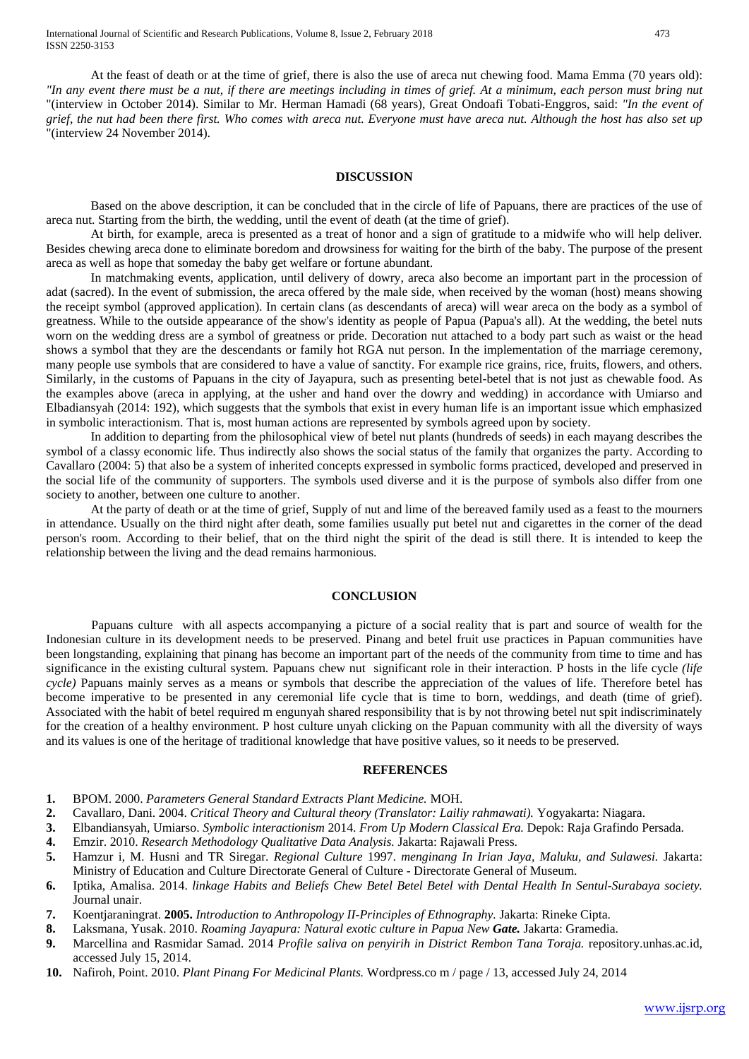At the feast of death or at the time of grief, there is also the use of areca nut chewing food. Mama Emma (70 years old): *"In any event there must be a nut, if there are meetings including in times of grief. At a minimum, each person must bring nut* "(interview in October 2014). Similar to Mr. Herman Hamadi (68 years), Great Ondoafi Tobati-Enggros, said: *"In the event of grief, the nut had been there first. Who comes with areca nut. Everyone must have areca nut. Although the host has also set up* "(interview 24 November 2014).

## DISCUSSION

Based on the above description, it can be concluded that in the circle of life of Papuans, there are practices of the use of areca nut. Starting from the birth, the wedding, until the event of death (at the time of grief).

At birth, for example, areca is presented as a treat of honor and a sign of gratitude to a midwife who will help deliver. Besides chewing areca done to eliminate boredom and drowsiness for waiting for the birth of the baby. The purpose of the present areca as well as hope that someday the baby get welfare or fortune abundant.

In matchmaking events, application, until delivery of dowry, areca also become an important part in the procession of adat (sacred). In the event of submission, the areca offered by the male side, when received by the woman (host) means showing the receipt symbol (approved application). In certain clans (as descendants of areca) will wear areca on the body as a symbol of greatness. While to the outside appearance of the show's identity as people of Papua (Papua's all). At the wedding, the betel nuts worn on the wedding dress are a symbol of greatness or pride. Decoration nut attached to a body part such as waist or the head shows a symbol that they are the descendants or family hot RGA nut person. In the implementation of the marriage ceremony, many people use symbols that are considered to have a value of sanctity. For example rice grains, rice, fruits, flowers, and others. Similarly, in the customs of Papuans in the city of Jayapura, such as presenting betel-betel that is not just as chewable food. As the examples above (areca in applying, at the usher and hand over the dowry and wedding) in accordance with Umiarso and Elbadiansyah (2014: 192), which suggests that the symbols that exist in every human life is an important issue which emphasized in symbolic interactionism. That is, most human actions are represented by symbols agreed upon by society.

In addition to departing from the philosophical view of betel nut plants (hundreds of seeds) in each mayang describes the symbol of a classy economic life. Thus indirectly also shows the social status of the family that organizes the party. According to Cavallaro (2004: 5) that also be a system of inherited concepts expressed in symbolic forms practiced, developed and preserved in the social life of the community of supporters. The symbols used diverse and it is the purpose of symbols also differ from one society to another, between one culture to another.

At the party of death or at the time of grief, Supply of nut and lime of the bereaved family used as a feast to the mourners in attendance. Usually on the third night after death, some families usually put betel nut and cigarettes in the corner of the dead person's room. According to their belief, that on the third night the spirit of the dead is still there. It is intended to keep the relationship between the living and the dead remains harmonious.

## CONCLUSION

Papuans culture with all aspects accompanying a picture of a social reality that is part and source of wealth for the Indonesian culture in its development needs to be preserved. Pinang and betel fruit use practices in Papuan communities have been longstanding, explaining that pinang has become an important part of the needs of the community from time to time and has significance in the existing cultural system. Papuans chew nut significant role in their interaction. P hosts in the life cycle *(life cycle)* Papuans mainly serves as a means or symbols that describe the appreciation of the values of life. Therefore betel has become imperative to be presented in any ceremonial life cycle that is time to born, weddings, and death (time of grief). Associated with the habit of betel required m engunyah shared responsibility that is by not throwing betel nut spit indiscriminately for the creation of a healthy environment. P host culture unyah clicking on the Papuan community with all the diversity of ways and its values is one of the heritage of traditional knowledge that have positive values, so it needs to be preserved.

## REFERENCES

1. BPOM. 2000. *Parameters General Standard Extracts Plant Medicine.* MOH.
2. Cavallaro, Dani. 2004. *Critical Theory and Cultural theory (Translator: Lailiy rahmawati).* Yogyakarta: Niagara.
3. Elbandiansyah, Umiarso. *Symbolic interactionism* 2014. *From Up Modern Classical Era.* Depok: Raja Grafindo Persada.
4. Emzir. 2010. *Research Methodology Qualitative Data Analysis.* Jakarta: Rajawali Press.
5. Hamzur i, M. Husni and TR Siregar. *Regional Culture* 1997. *menginang In Irian Jaya, Maluku, and Sulawesi.* Jakarta: Ministry of Education and Culture Directorate General of Culture - Directorate General of Museum.
6. Iptika, Amalisa. 2014. *linkage Habits and Beliefs Chew Betel Betel Betel with Dental Health In Sentul-Surabaya society.* Journal unair.
7. Koentjaraningrat. **2005.** *Introduction to Anthropology II-Principles of Ethnography.* Jakarta: Rineke Cipta.
8. Laksmana, Yusak. 2010. *Roaming Jayapura: Natural exotic culture in Papua New **Gate.*** Jakarta: Gramedia.
9. Marcellina and Rasmidar Samad. 2014 *Profile saliva on penyirih in District Rembon Tana Toraja.* repository.unhas.ac.id, accessed July 15, 2014.
10. Nafiroh, Point. 2010. *Plant Pinang For Medicinal Plants.* Wordpress.co m / page / 13, accessed July 24, 2014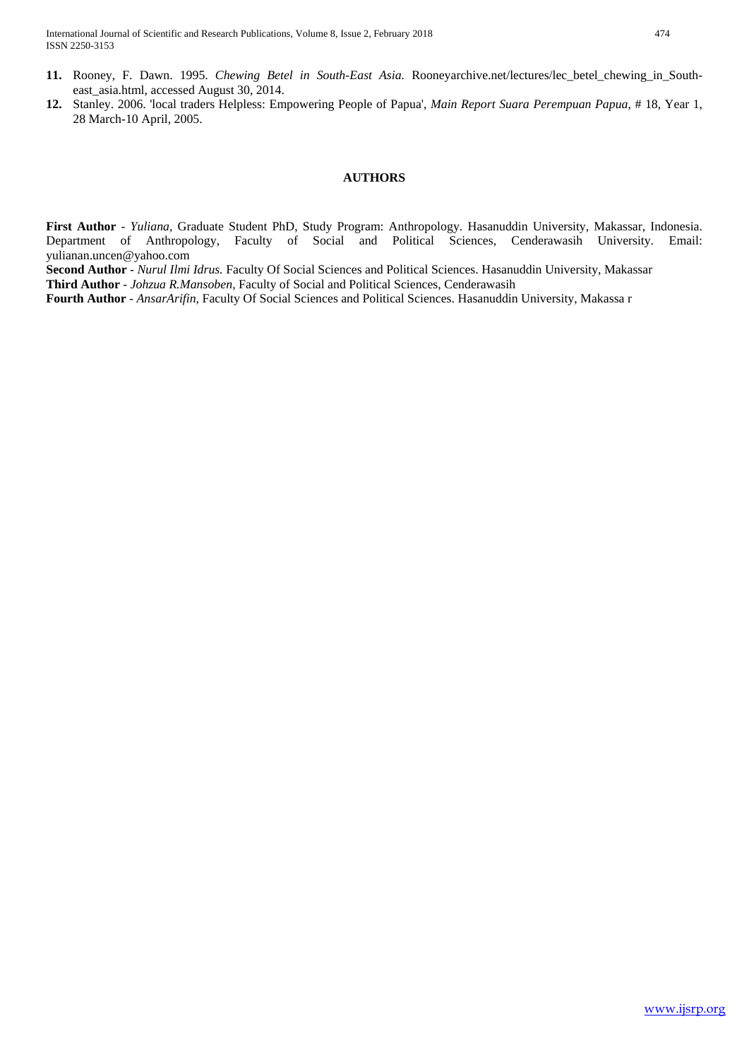11. Rooney, F. Dawn. 1995. *Chewing Betel in South-East Asia.* Rooneyarchive.net/lectures/lec_betel_chewing_in_South-east_asia.html, accessed August 30, 2014.
12. Stanley. 2006. 'local traders Helpless: Empowering People of Papua', *Main Report Suara Perempuan Papua*, # 18, Year 1, 28 March-10 April, 2005.

## AUTHORS

**First Author** - *Yuliana*, Graduate Student PhD, Study Program: Anthropology. Hasanuddin University, Makassar, Indonesia. Department of Anthropology, Faculty of Social and Political Sciences, Cenderawasih University. Email: yulianan.uncen@yahoo.com

**Second Author** - *Nurul Ilmi Idrus.* Faculty Of Social Sciences and Political Sciences. Hasanuddin University, Makassar

**Third Author** - *Johzua R.Mansoben*, Faculty of Social and Political Sciences, Cenderawasih

**Fourth Author** - *AnsarArifin*, Faculty Of Social Sciences and Political Sciences. Hasanuddin University, Makassa r